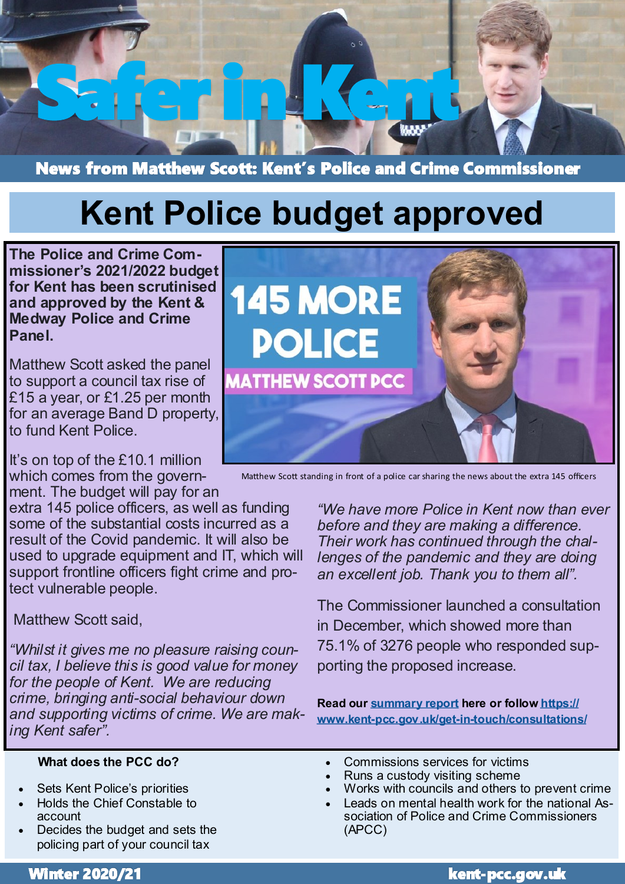# Safer in Kent

**News from Matthew Scott: Kent's Police and Crime Commissioner**

## Kent Police budget approved

**The Police and Crime Commissioner's 2021/2022 budget for Kent has been scrutinised and approved by the Kent & Medway Police and Crime Panel.**

Matthew Scott asked the panel to support a council tax rise of £15 a year, or £1.25 per month for an average Band D property, to fund Kent Police.

It's on top of the £10.1 million which comes from the government. The budget will pay for an extra 145 police officers, as well as funding some of the substantial costs incurred as a result of the Covid pandemic. It will also be used to upgrade equipment and IT, which will support frontline officers fight crime and protect vulnerable people.

Matthew Scott said,

*"Whilst it gives me no pleasure raising council tax, I believe this is good value for money for the people of Kent. We are reducing crime, bringing anti-social behaviour down and supporting victims of crime. We are making Kent safer".*

*"We have more Police in Kent now than ever before and they are making a difference. Their work has continued through the challenges of the pandemic and they are doing an excellent job. Thank you to them all".*

The Commissioner launched a consultation in December, which showed more than 75.1% of 3276 people who responded supporting the proposed increase.

**Read our summary report here or follow https://www.kent-pcc.gov.uk/get-in-touch/consultations/**

145 MORE POLICE
MATTHEW SCOTT PCC

Matthew Scott standing in front of a police car sharing the news about the extra 145 officers

**What does the PCC do?**

- Sets Kent Police's priorities
- Holds the Chief Constable to account
- Decides the budget and sets the policing part of your council tax
- Commissions services for victims
- Runs a custody visiting scheme
- Works with councils and others to prevent crime
- Leads on mental health work for the national Association of Police and Crime Commissioners (APCC)

**Winter 2020/21** **kent-pcc.gov.uk**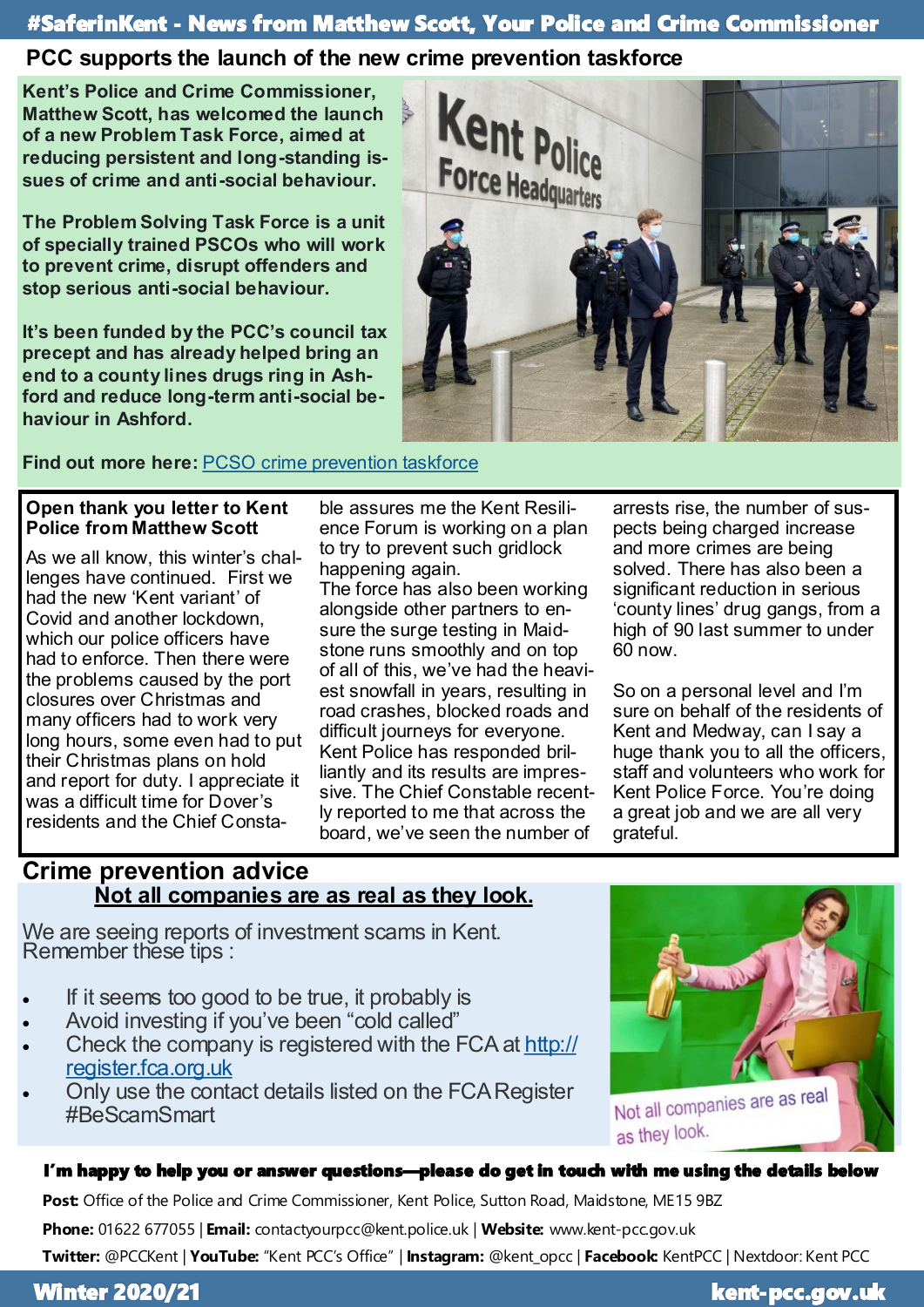## PCC supports the launch of the new crime prevention taskforce

**Kent's Police and Crime Commissioner, Matthew Scott, has welcomed the launch of a new Problem Task Force, aimed at reducing persistent and long-standing issues of crime and anti-social behaviour.**

**The Problem Solving Task Force is a unit of specially trained PSCOs who will work to prevent crime, disrupt offenders and stop serious anti-social behaviour.**

**It's been funded by the PCC's council tax precept and has already helped bring an end to a county lines drugs ring in Ashford and reduce long-term anti-social behaviour in Ashford.**

**Find out more here:** PCSO crime prevention taskforce

### Open thank you letter to Kent Police from Matthew Scott

As we all know, this winter's challenges have continued. First we had the new 'Kent variant' of Covid and another lockdown, which our police officers have had to enforce. Then there were the problems caused by the port closures over Christmas and many officers had to work very long hours, some even had to put their Christmas plans on hold and report for duty. I appreciate it was a difficult time for Dover's residents and the Chief Constable assures me the Kent Resilience Forum is working on a plan to try to prevent such gridlock happening again.
The force has also been working alongside other partners to ensure the surge testing in Maidstone runs smoothly and on top of all of this, we've had the heaviest snowfall in years, resulting in road crashes, blocked roads and difficult journeys for everyone. Kent Police has responded brilliantly and its results are impressive. The Chief Constable recently reported to me that across the board, we've seen the number of arrests rise, the number of suspects being charged increase and more crimes are being solved. There has also been a significant reduction in serious 'county lines' drug gangs, from a high of 90 last summer to under 60 now.

So on a personal level and I'm sure on behalf of the residents of Kent and Medway, can I say a huge thank you to all the officers, staff and volunteers who work for Kent Police Force. You're doing a great job and we are all very grateful.

## Crime prevention advice

**Not all companies are as real as they look.**

We are seeing reports of investment scams in Kent. Remember these tips :

- If it seems too good to be true, it probably is
- Avoid investing if you've been "cold called"
- Check the company is registered with the FCA at http://register.fca.org.uk
- Only use the contact details listed on the FCA Register #BeScamSmart

Not all companies are as real as they look.

**I'm happy to help you or answer questions—please do get in touch with me using the details below**

**Post:** Office of the Police and Crime Commissioner, Kent Police, Sutton Road, Maidstone, ME15 9BZ

**Phone:** 01622 677055 | **Email:** contactyourpcc@kent.police.uk | **Website:** www.kent-pcc.gov.uk

**Twitter:** @PCCKent | **YouTube:** "Kent PCC's Office" | **Instagram:** @kent_opcc | **Facebook:** KentPCC | Nextdoor: Kent PCC